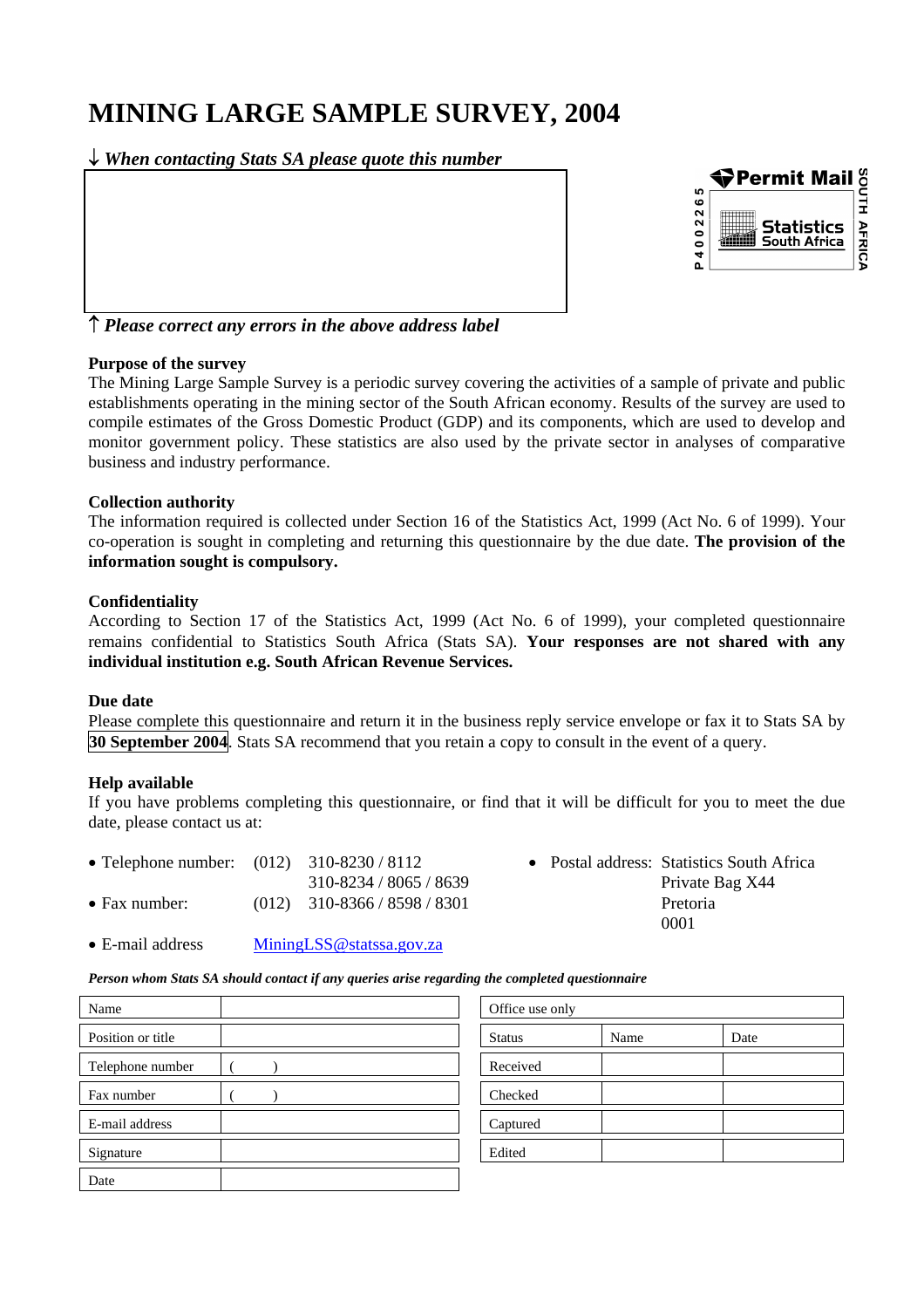# MINING LARGE SAMPLE SURVEY, 2004

↓ *When contacting Stats SA please quote this number*

↑ *Please correct any errors in the above address label*

Permit Mail
P 4002265
Statistics South Africa
SOUTH AFRICA

**Purpose of the survey**

The Mining Large Sample Survey is a periodic survey covering the activities of a sample of private and public establishments operating in the mining sector of the South African economy. Results of the survey are used to compile estimates of the Gross Domestic Product (GDP) and its components, which are used to develop and monitor government policy. These statistics are also used by the private sector in analyses of comparative business and industry performance.

**Collection authority**

The information required is collected under Section 16 of the Statistics Act, 1999 (Act No. 6 of 1999). Your co-operation is sought in completing and returning this questionnaire by the due date. **The provision of the information sought is compulsory.**

**Confidentiality**

According to Section 17 of the Statistics Act, 1999 (Act No. 6 of 1999), your completed questionnaire remains confidential to Statistics South Africa (Stats SA). **Your responses are not shared with any individual institution e.g. South African Revenue Services.**

**Due date**

Please complete this questionnaire and return it in the business reply service envelope or fax it to Stats SA by **30 September 2004**. Stats SA recommend that you retain a copy to consult in the event of a query.

**Help available**

If you have problems completing this questionnaire, or find that it will be difficult for you to meet the due date, please contact us at:

- Telephone number: (012) 310-8230 / 8112, 310-8234 / 8065 / 8639
- Fax number: (012) 310-8366 / 8598 / 8301
- E-mail address: MiningLSS@statssa.gov.za
- Postal address: Statistics South Africa, Private Bag X44, Pretoria, 0001

***Person whom Stats SA should contact if any queries arise regarding the completed questionnaire***

| Name | |
|---|---|
| Position or title | |
| Telephone number | (       ) |
| Fax number | (       ) |
| E-mail address | |
| Signature | |
| Date | |

| Office use only | | |
|---|---|---|
| Status | Name | Date |
| Received | | |
| Checked | | |
| Captured | | |
| Edited | | |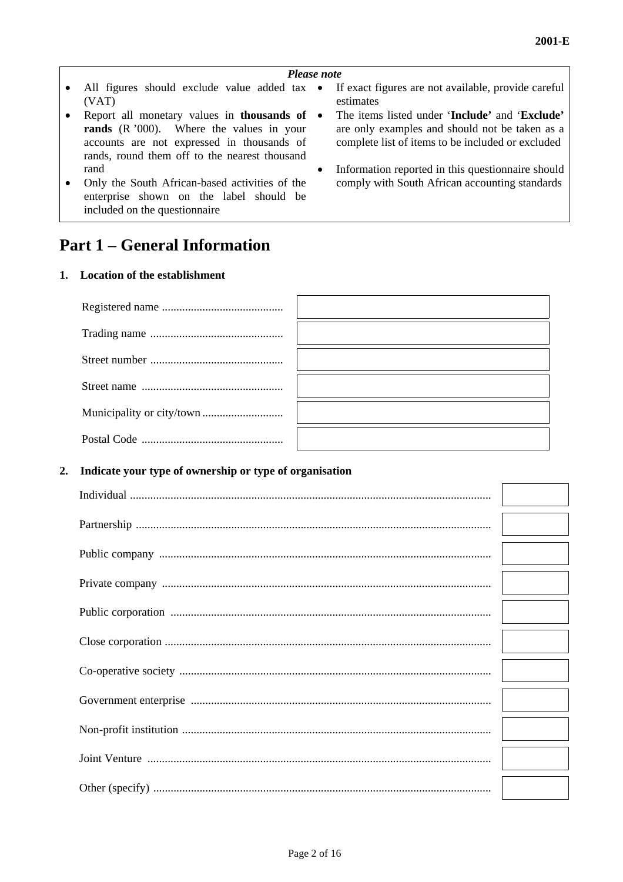2001-E

***Please note***

- All figures should exclude value added tax (VAT)
- Report all monetary values in **thousands of rands** (R '000). Where the values in your accounts are not expressed in thousands of rands, round them off to the nearest thousand rand
- Only the South African-based activities of the enterprise shown on the label should be included on the questionnaire
- If exact figures are not available, provide careful estimates
- The items listed under '**Include'** and '**Exclude'** are only examples and should not be taken as a complete list of items to be included or excluded
- Information reported in this questionnaire should comply with South African accounting standards

# Part 1 – General Information

**1. Location of the establishment**

| | |
|---|---|
| Registered name .......................................... | |
| Trading name .............................................. | |
| Street number .............................................. | |
| Street name ................................................. | |
| Municipality or city/town ............................ | |
| Postal Code ................................................. | |

**2. Indicate your type of ownership or type of organisation**

| | |
|---|---|
| Individual ............................................................................................................ | |
| Partnership .......................................................................................................... | |
| Public company .................................................................................................. | |
| Private company ................................................................................................. | |
| Public corporation .............................................................................................. | |
| Close corporation ................................................................................................ | |
| Co-operative society ........................................................................................... | |
| Government enterprise ....................................................................................... | |
| Non-profit institution .......................................................................................... | |
| Joint Venture ...................................................................................................... | |
| Other (specify) .................................................................................................... | |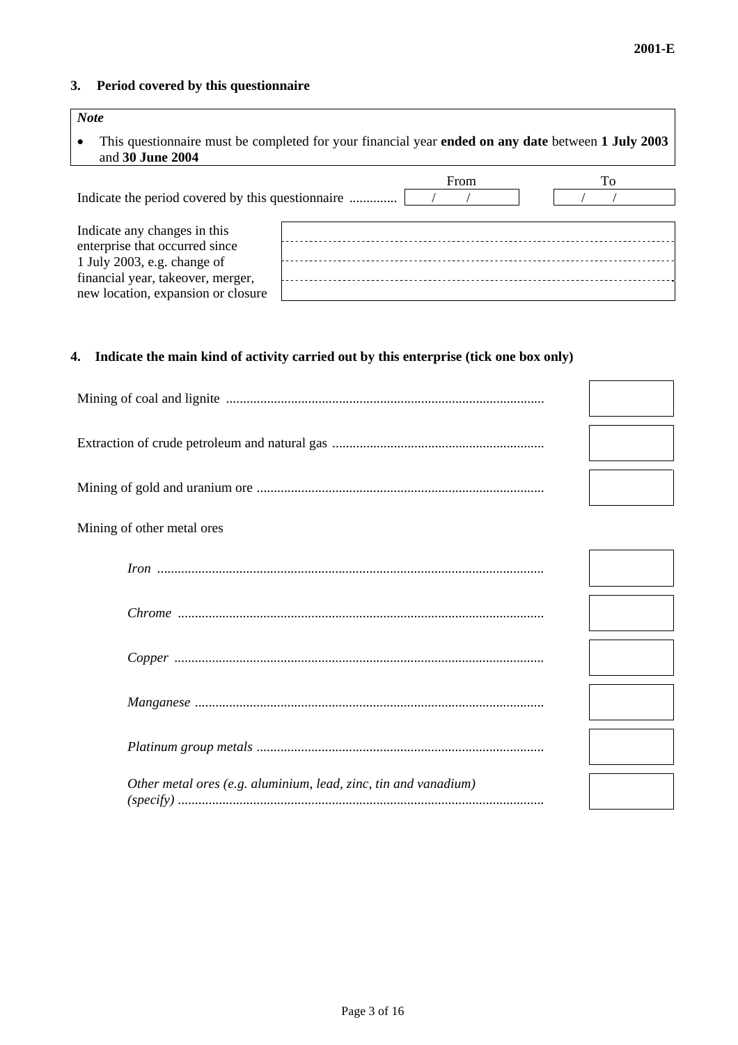2001-E

### 3. Period covered by this questionnaire

> ***Note***
>
> - This questionnaire must be completed for your financial year **ended on any date** between **1 July 2003** and **30 June 2004**

| | From | To |
|---|---|---|
| Indicate the period covered by this questionnaire .............. | / / | / / |

| | |
|---|---|
| Indicate any changes in this enterprise that occurred since 1 July 2003, e.g. change of financial year, takeover, merger, new location, expansion or closure | |

### 4. Indicate the main kind of activity carried out by this enterprise (tick one box only)

| | |
|---|---|
| Mining of coal and lignite ............................................................................................ | |
| Extraction of crude petroleum and natural gas ............................................................ | |
| Mining of gold and uranium ore ................................................................................... | |
| Mining of other metal ores | |
| *Iron* ................................................................................................................ | |
| *Chrome* ........................................................................................................... | |
| *Copper* ........................................................................................................... | |
| *Manganese* ..................................................................................................... | |
| *Platinum group metals* .................................................................................... | |
| *Other metal ores (e.g. aluminium, lead, zinc, tin and vanadium) (specify)* .......................................................................................................... | |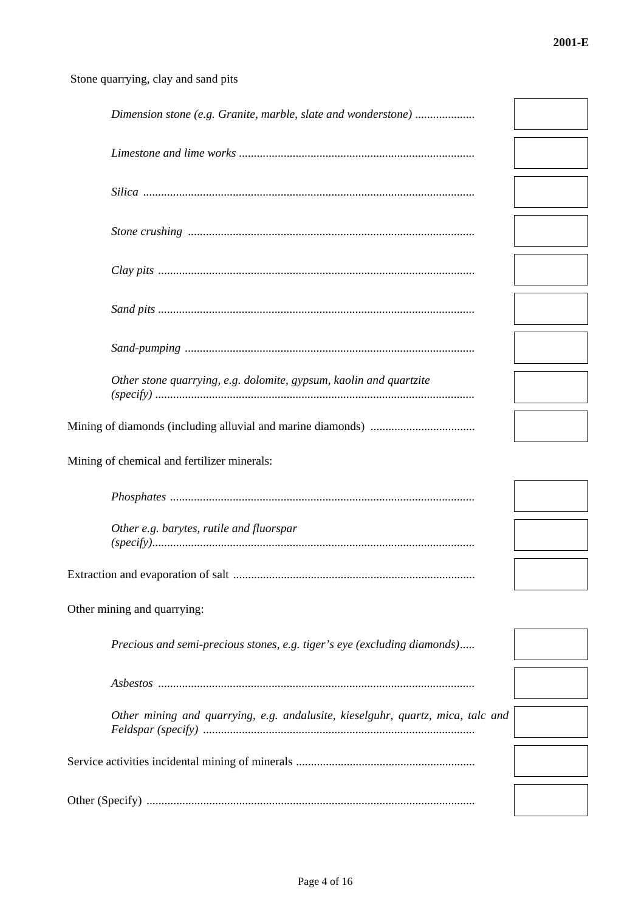Stone quarrying, clay and sand pits

| | |
|---|---|
| *Dimension stone (e.g. Granite, marble, slate and wonderstone)* .................... | |
| *Limestone and lime works* .............................................................................. | |
| *Silica* .............................................................................................................. | |
| *Stone crushing* ............................................................................................... | |
| *Clay pits* ......................................................................................................... | |
| *Sand pits* ......................................................................................................... | |
| *Sand-pumping* ................................................................................................ | |
| *Other stone quarrying, e.g. dolomite, gypsum, kaolin and quartzite (specify)* .......................................................................................................... | |
| Mining of diamonds (including alluvial and marine diamonds) ................................... | |

Mining of chemical and fertilizer minerals:

| | |
|---|---|
| *Phosphates* ..................................................................................................... | |
| *Other e.g. barytes, rutile and fluorspar (specify)*.......................................................................................................... | |
| Extraction and evaporation of salt ................................................................................ | |

Other mining and quarrying:

| | |
|---|---|
| *Precious and semi-precious stones, e.g. tiger's eye (excluding diamonds)*..... | |
| *Asbestos* ......................................................................................................... | |
| *Other mining and quarrying, e.g. andalusite, kieselguhr, quartz, mica, talc and Feldspar (specify)* .......................................................................................... | |
| Service activities incidental mining of minerals ........................................................... | |
| Other (Specify) ............................................................................................................ | |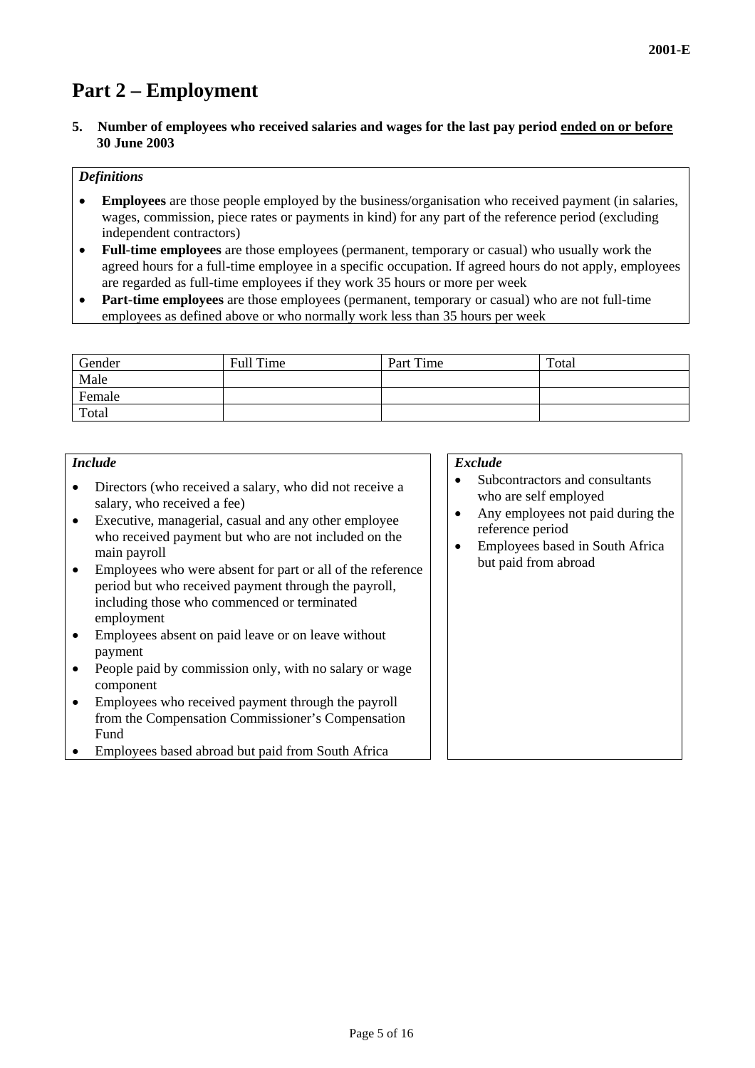# Part 2 – Employment

**5. Number of employees who received salaries and wages for the last pay period ended on or before 30 June 2003**

*Definitions*

- **Employees** are those people employed by the business/organisation who received payment (in salaries, wages, commission, piece rates or payments in kind) for any part of the reference period (excluding independent contractors)
- **Full-time employees** are those employees (permanent, temporary or casual) who usually work the agreed hours for a full-time employee in a specific occupation. If agreed hours do not apply, employees are regarded as full-time employees if they work 35 hours or more per week
- **Part-time employees** are those employees (permanent, temporary or casual) who are not full-time employees as defined above or who normally work less than 35 hours per week

| Gender | Full Time | Part Time | Total |
|---|---|---|---|
| Male | | | |
| Female | | | |
| Total | | | |

*Include*

- Directors (who received a salary, who did not receive a salary, who received a fee)
- Executive, managerial, casual and any other employee who received payment but who are not included on the main payroll
- Employees who were absent for part or all of the reference period but who received payment through the payroll, including those who commenced or terminated employment
- Employees absent on paid leave or on leave without payment
- People paid by commission only, with no salary or wage component
- Employees who received payment through the payroll from the Compensation Commissioner's Compensation Fund
- Employees based abroad but paid from South Africa

*Exclude*

- Subcontractors and consultants who are self employed
- Any employees not paid during the reference period
- Employees based in South Africa but paid from abroad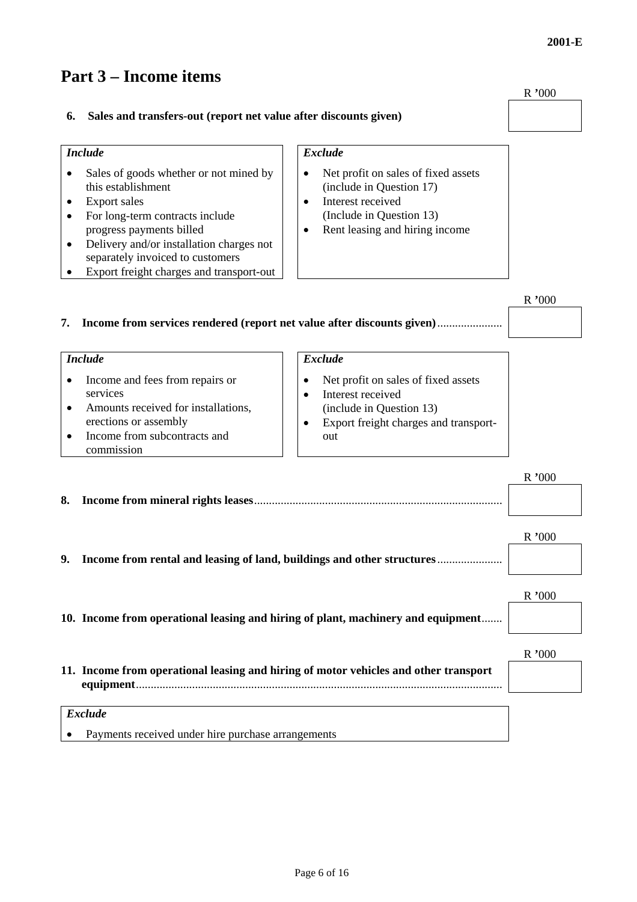# Part 3 – Income items

**6. Sales and transfers-out (report net value after discounts given)** — R '000

| *Include* | *Exclude* |
|---|---|
| • Sales of goods whether or not mined by this establishment<br>• Export sales<br>• For long-term contracts include progress payments billed<br>• Delivery and/or installation charges not separately invoiced to customers<br>• Export freight charges and transport-out | • Net profit on sales of fixed assets (include in Question 17)<br>• Interest received (Include in Question 13)<br>• Rent leasing and hiring income |

**7. Income from services rendered (report net value after discounts given)**...................... R '000

| *Include* | *Exclude* |
|---|---|
| • Income and fees from repairs or services<br>• Amounts received for installations, erections or assembly<br>• Income from subcontracts and commission | • Net profit on sales of fixed assets<br>• Interest received (include in Question 13)<br>• Export freight charges and transport-out |

**8. Income from mineral rights leases**.................................................................................... R '000

**9. Income from rental and leasing of land, buildings and other structures**...................... R '000

**10. Income from operational leasing and hiring of plant, machinery and equipment**....... R '000

**11. Income from operational leasing and hiring of motor vehicles and other transport equipment**............................................................................................................................ R '000

| *Exclude* |
|---|
| • Payments received under hire purchase arrangements |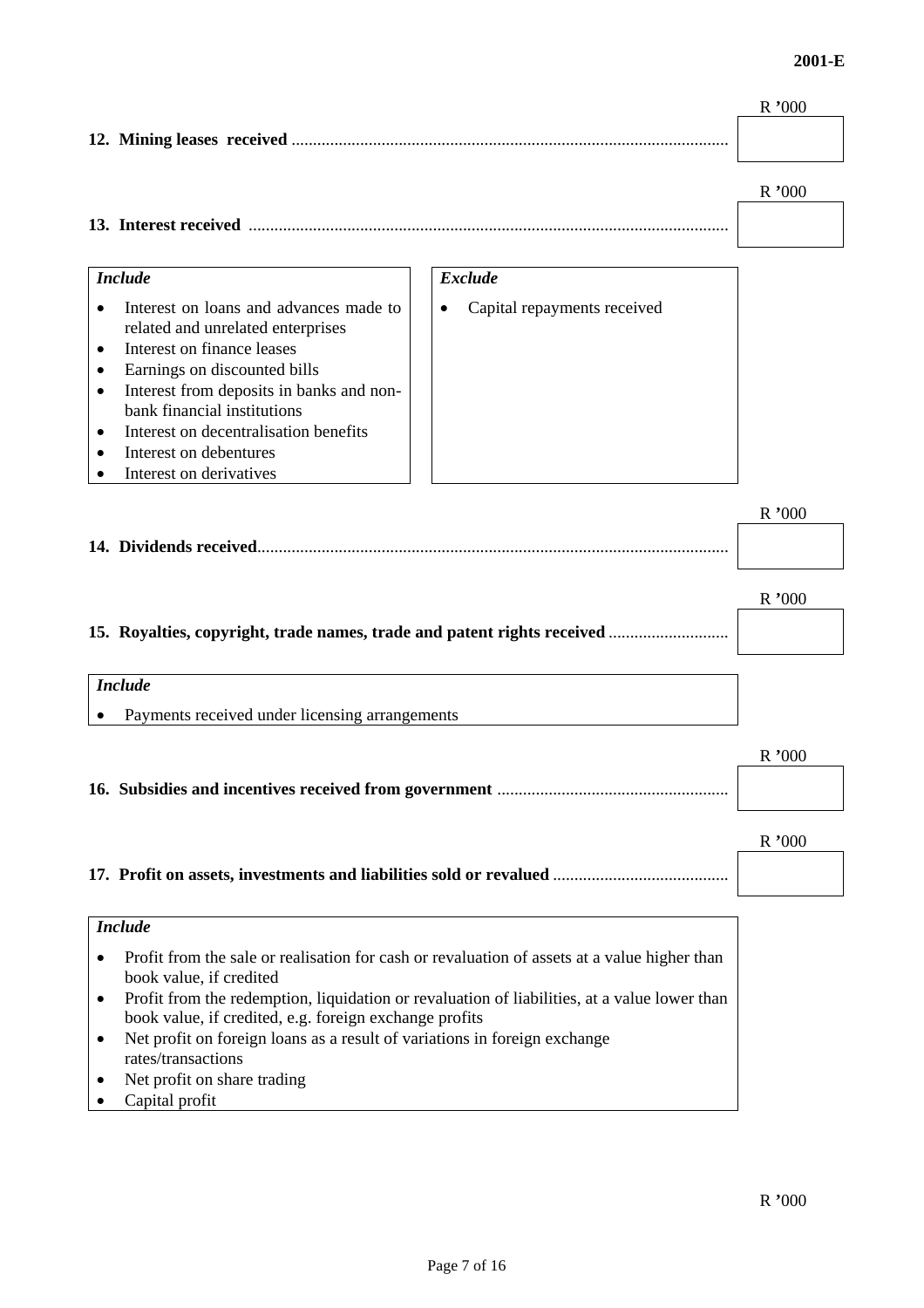**12. Mining leases received** ..................................................................................................... R ’000

**13. Interest received** ............................................................................................................... R ’000

| *Include* | *Exclude* |
|---|---|
| • Interest on loans and advances made to related and unrelated enterprises<br>• Interest on finance leases<br>• Earnings on discounted bills<br>• Interest from deposits in banks and non-bank financial institutions<br>• Interest on decentralisation benefits<br>• Interest on debentures<br>• Interest on derivatives | • Capital repayments received |

**14. Dividends received**............................................................................................................ R ’000

**15. Royalties, copyright, trade names, trade and patent rights received** ........................... R ’000

*Include*

- Payments received under licensing arrangements

**16. Subsidies and incentives received from government** ..................................................... R ’000

**17. Profit on assets, investments and liabilities sold or revalued** ......................................... R ’000

*Include*

- Profit from the sale or realisation for cash or revaluation of assets at a value higher than book value, if credited
- Profit from the redemption, liquidation or revaluation of liabilities, at a value lower than book value, if credited, e.g. foreign exchange profits
- Net profit on foreign loans as a result of variations in foreign exchange rates/transactions
- Net profit on share trading
- Capital profit

R ’000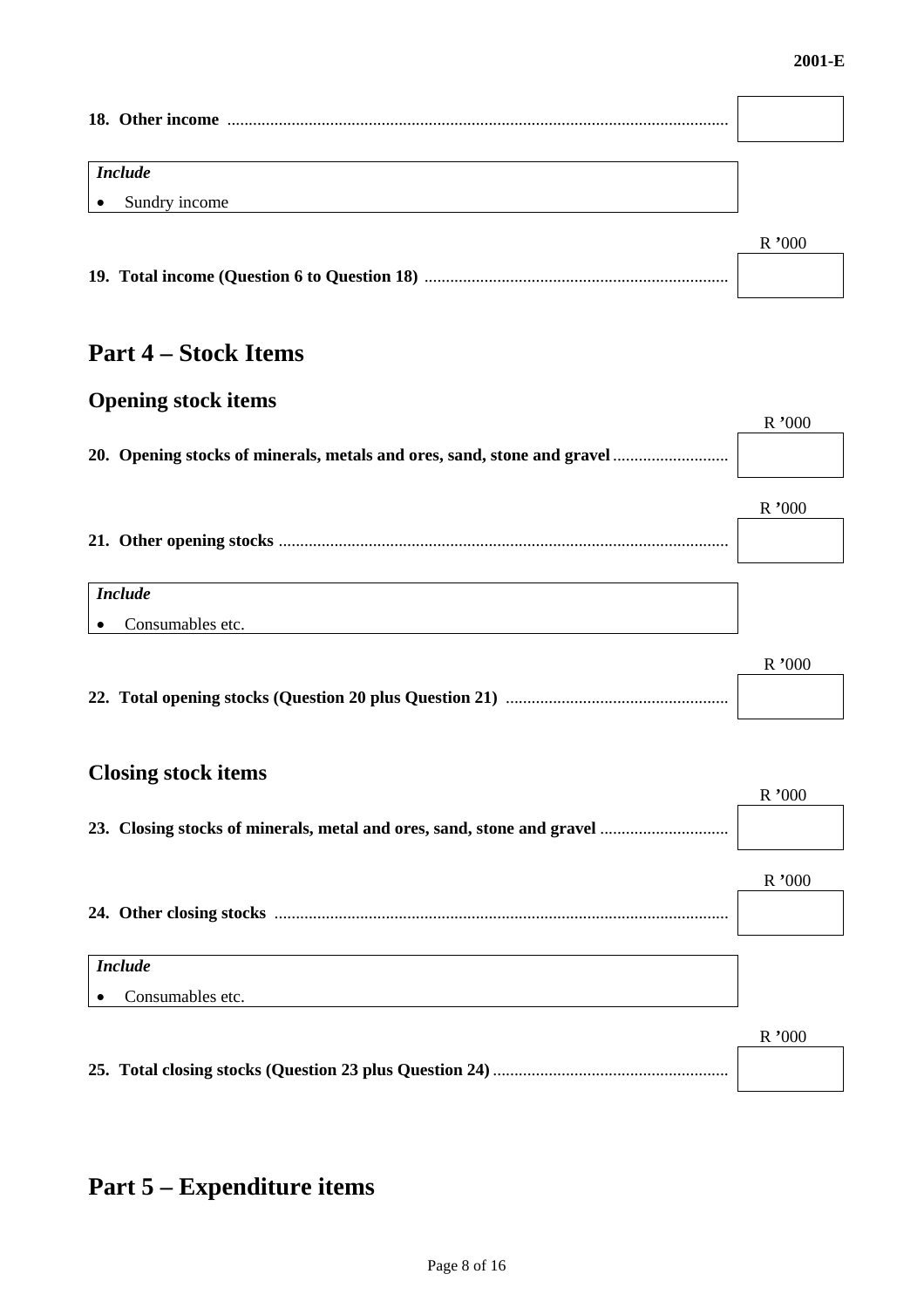**18. Other income** ....................................................................................................................

| *Include* |
| --- |
| • Sundry income |

R ’000

**19. Total income (Question 6 to Question 18)** .......................................................................

## Part 4 – Stock Items

### Opening stock items

R ’000

**20. Opening stocks of minerals, metals and ores, sand, stone and gravel** ...........................

R ’000

**21. Other opening stocks** ........................................................................................................

| *Include* |
| --- |
| • Consumables etc. |

R ’000

**22. Total opening stocks (Question 20 plus Question 21)** ....................................................

### Closing stock items

R ’000

**23. Closing stocks of minerals, metal and ores, sand, stone and gravel** .............................

R ’000

**24. Other closing stocks** .........................................................................................................

| *Include* |
| --- |
| • Consumables etc. |

R ’000

**25. Total closing stocks (Question 23 plus Question 24)** .......................................................

## Part 5 – Expenditure items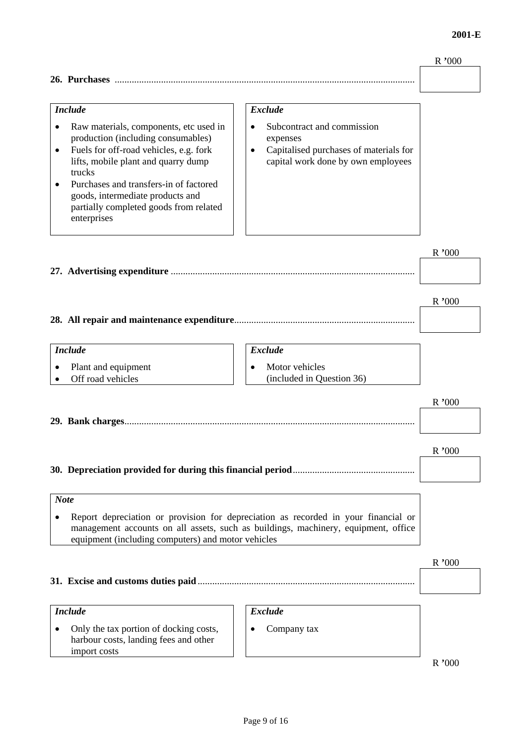| | R '000 |
|---|---|
| **26. Purchases** | |

| *Include* | *Exclude* |
|---|---|
| • Raw materials, components, etc used in production (including consumables)<br>• Fuels for off-road vehicles, e.g. fork lifts, mobile plant and quarry dump trucks<br>• Purchases and transfers-in of factored goods, intermediate products and partially completed goods from related enterprises | • Subcontract and commission expenses<br>• Capitalised purchases of materials for capital work done by own employees |

| | R '000 |
|---|---|
| **27. Advertising expenditure** | |

| | R '000 |
|---|---|
| **28. All repair and maintenance expenditure** | |

| *Include* | *Exclude* |
|---|---|
| • Plant and equipment<br>• Off road vehicles | • Motor vehicles (included in Question 36) |

| | R '000 |
|---|---|
| **29. Bank charges** | |

| | R '000 |
|---|---|
| **30. Depreciation provided for during this financial period** | |

*Note*

- Report depreciation or provision for depreciation as recorded in your financial or management accounts on all assets, such as buildings, machinery, equipment, office equipment (including computers) and motor vehicles

| | R '000 |
|---|---|
| **31. Excise and customs duties paid** | |

| *Include* | *Exclude* |
|---|---|
| • Only the tax portion of docking costs, harbour costs, landing fees and other import costs | • Company tax |

R '000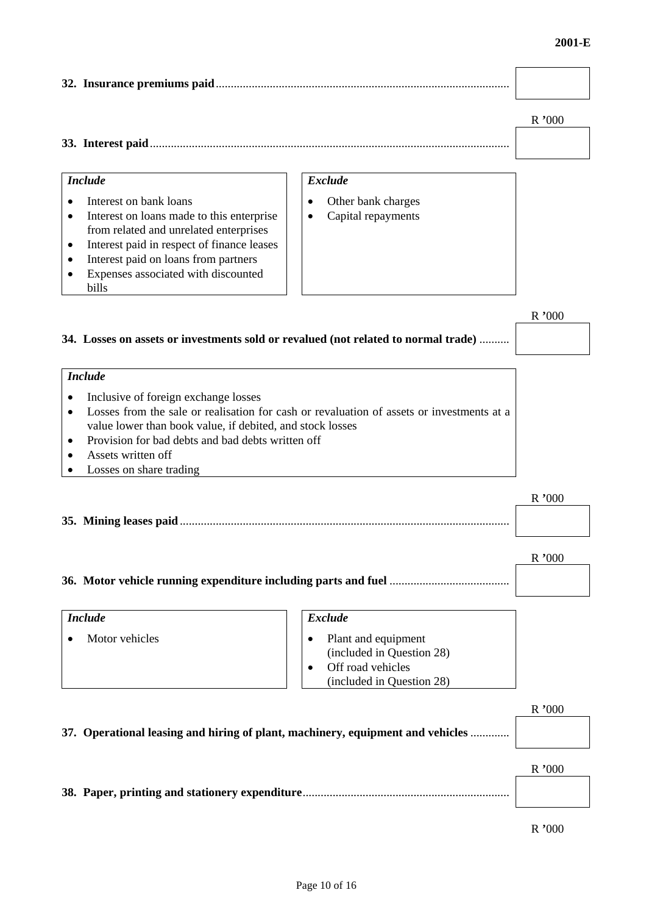**32. Insurance premiums paid** ................................................................................................ R '000

**33. Interest paid** ...................................................................................................................... R '000

| *Include* | *Exclude* |
|---|---|
| • Interest on bank loans<br>• Interest on loans made to this enterprise from related and unrelated enterprises<br>• Interest paid in respect of finance leases<br>• Interest paid on loans from partners<br>• Expenses associated with discounted bills | • Other bank charges<br>• Capital repayments |

**34. Losses on assets or investments sold or revalued (not related to normal trade)** .......... R '000

*Include*

- Inclusive of foreign exchange losses
- Losses from the sale or realisation for cash or revaluation of assets or investments at a value lower than book value, if debited, and stock losses
- Provision for bad debts and bad debts written off
- Assets written off
- Losses on share trading

**35. Mining leases paid** ............................................................................................................ R '000

**36. Motor vehicle running expenditure including parts and fuel** ........................................ R '000

| *Include* | *Exclude* |
|---|---|
| • Motor vehicles | • Plant and equipment (included in Question 28)<br>• Off road vehicles (included in Question 28) |

**37. Operational leasing and hiring of plant, machinery, equipment and vehicles** ............. R '000

**38. Paper, printing and stationery expenditure** .................................................................... R '000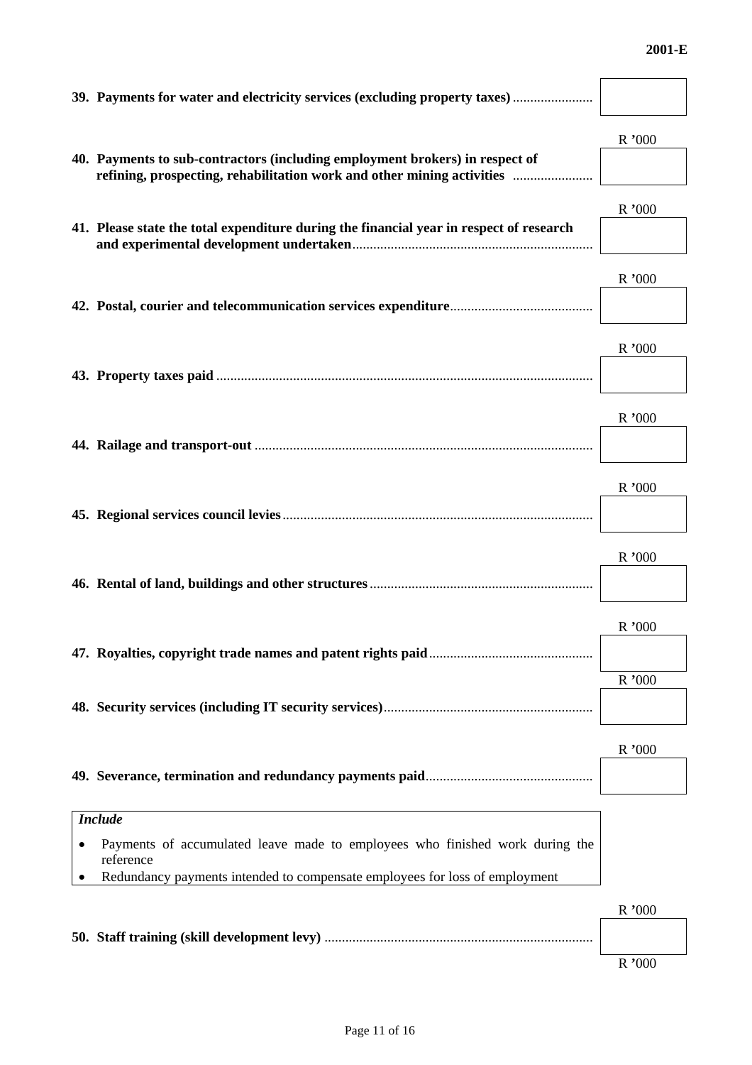**39. Payments for water and electricity services (excluding property taxes)** ....................... R '000

**40. Payments to sub-contractors (including employment brokers) in respect of refining, prospecting, rehabilitation work and other mining activities** ....................... R '000

**41. Please state the total expenditure during the financial year in respect of research and experimental development undertaken**.................................................................... R '000

**42. Postal, courier and telecommunication services expenditure**......................................... R '000

**43. Property taxes paid** ........................................................................................................... R '000

**44. Railage and transport-out** ................................................................................................ R '000

**45. Regional services council levies**........................................................................................ R '000

**46. Rental of land, buildings and other structures**................................................................ R '000

**47. Royalties, copyright trade names and patent rights paid**............................................... R '000

**48. Security services (including IT security services)**............................................................ R '000

**49. Severance, termination and redundancy payments paid**................................................ R '000

| *Include* |
|---|
| • Payments of accumulated leave made to employees who finished work during the reference<br>• Redundancy payments intended to compensate employees for loss of employment |

**50. Staff training (skill development levy)** ............................................................................ R '000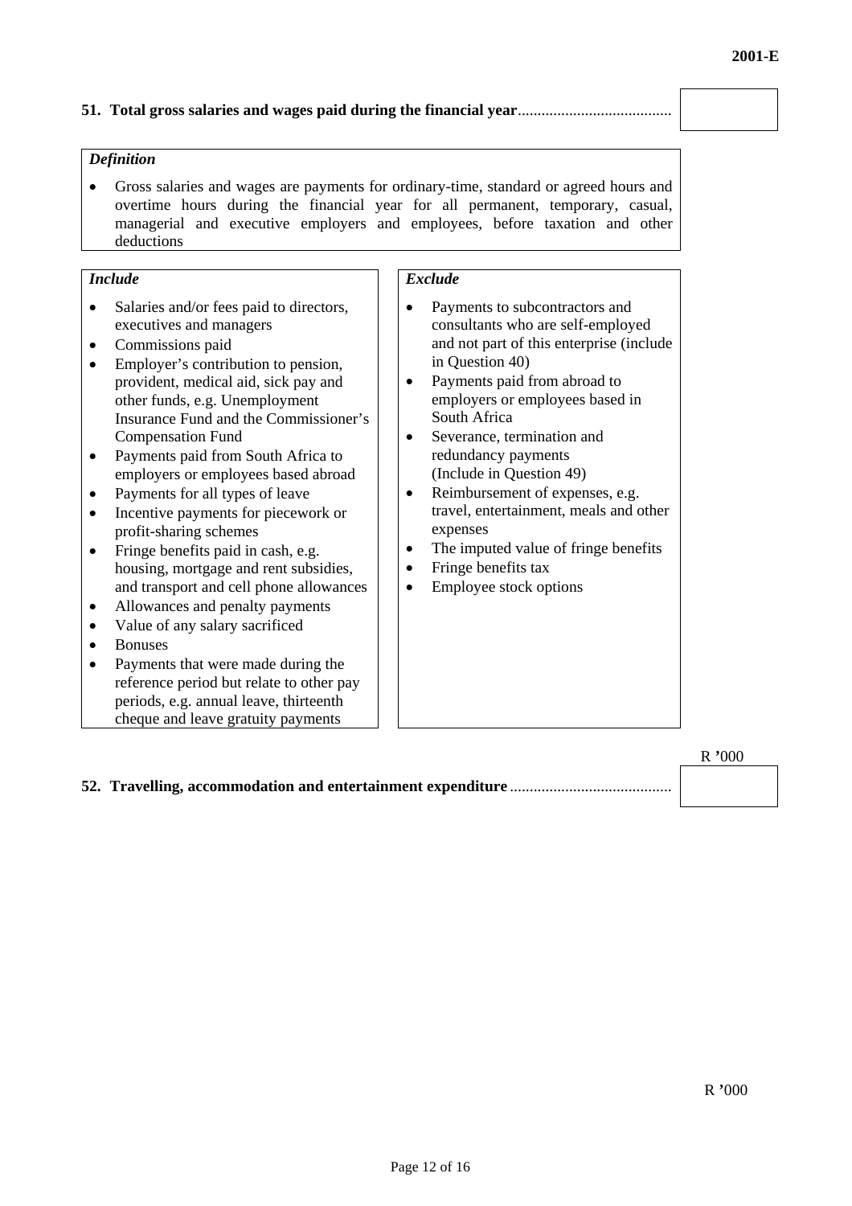**51. Total gross salaries and wages paid during the financial year**......................................

*Definition*

- Gross salaries and wages are payments for ordinary-time, standard or agreed hours and overtime hours during the financial year for all permanent, temporary, casual, managerial and executive employers and employees, before taxation and other deductions

*Include*

- Salaries and/or fees paid to directors, executives and managers
- Commissions paid
- Employer's contribution to pension, provident, medical aid, sick pay and other funds, e.g. Unemployment Insurance Fund and the Commissioner's Compensation Fund
- Payments paid from South Africa to employers or employees based abroad
- Payments for all types of leave
- Incentive payments for piecework or profit-sharing schemes
- Fringe benefits paid in cash, e.g. housing, mortgage and rent subsidies, and transport and cell phone allowances
- Allowances and penalty payments
- Value of any salary sacrificed
- Bonuses
- Payments that were made during the reference period but relate to other pay periods, e.g. annual leave, thirteenth cheque and leave gratuity payments

*Exclude*

- Payments to subcontractors and consultants who are self-employed and not part of this enterprise (include in Question 40)
- Payments paid from abroad to employers or employees based in South Africa
- Severance, termination and redundancy payments (Include in Question 49)
- Reimbursement of expenses, e.g. travel, entertainment, meals and other expenses
- The imputed value of fringe benefits
- Fringe benefits tax
- Employee stock options

R '000

**52. Travelling, accommodation and entertainment expenditure**.........................................

R '000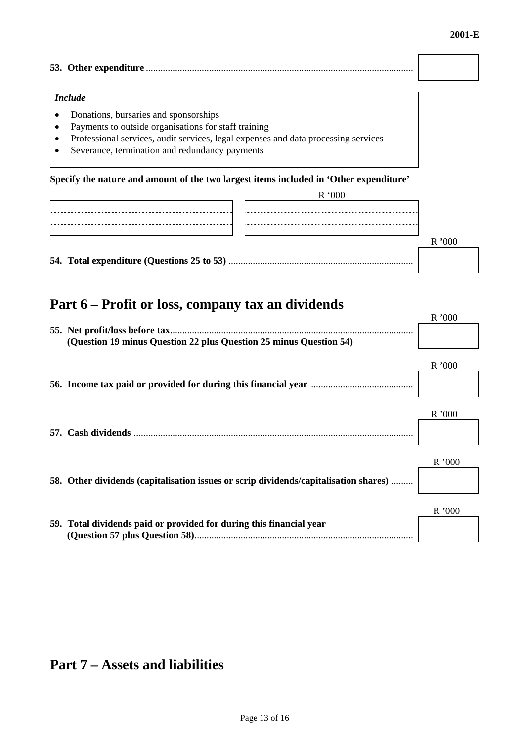**53. Other expenditure** ............................................................................................................ [    ]

*Include*

- Donations, bursaries and sponsorships
- Payments to outside organisations for staff training
- Professional services, audit services, legal expenses and data processing services
- Severance, termination and redundancy payments

**Specify the nature and amount of the two largest items included in 'Other expenditure'**

| | R '000 |
|---|---|
| | |
| | |

R '000

**54. Total expenditure (Questions 25 to 53)** ........................................................................... [    ]

# Part 6 – Profit or loss, company tax an dividends

R '000

**55. Net profit/loss before tax**...................................................................................................... [    ]
**(Question 19 minus Question 22 plus Question 25 minus Question 54)**

R '000

**56. Income tax paid or provided for during this financial year** .......................................... [    ]

R '000

**57. Cash dividends** .................................................................................................................. [    ]

R '000

**58. Other dividends (capitalisation issues or scrip dividends/capitalisation shares)** ......... [    ]

R '000

**59. Total dividends paid or provided for during this financial year**
**(Question 57 plus Question 58)**......................................................................................... [    ]

# Part 7 – Assets and liabilities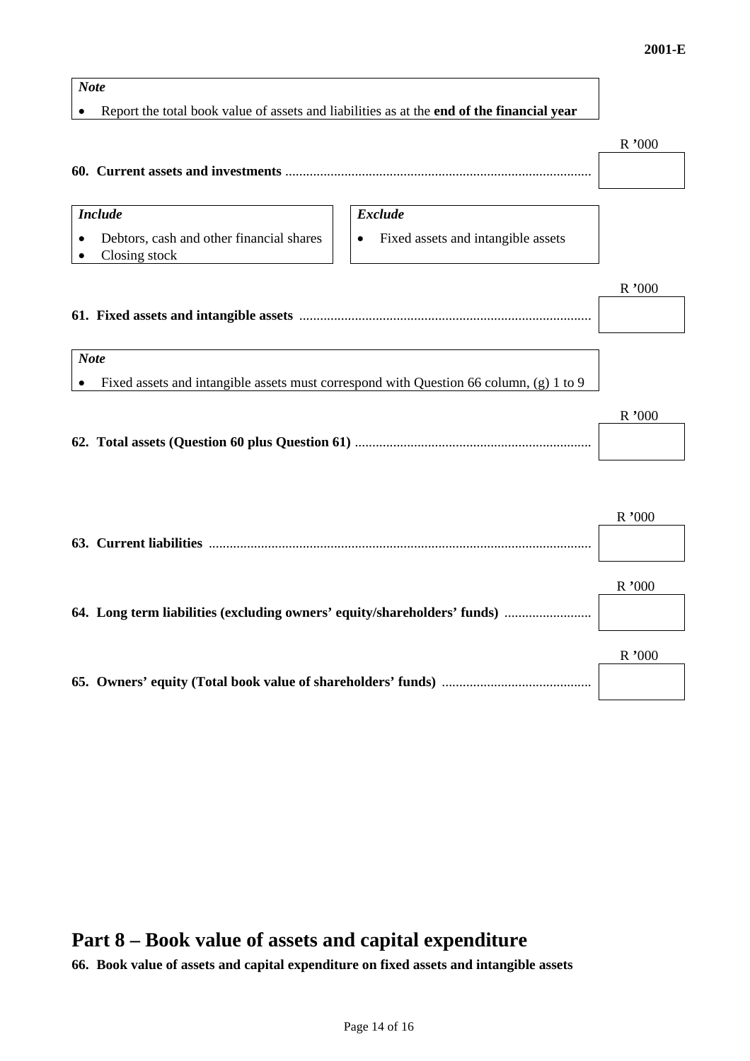*Note*

- Report the total book value of assets and liabilities as at the **end of the financial year**

| | R '000 |
|---|---|
| **60. Current assets and investments** ........................................................................................ | |

| *Include* | *Exclude* |
|---|---|
| • Debtors, cash and other financial shares<br>• Closing stock | • Fixed assets and intangible assets |

| | R '000 |
|---|---|
| **61. Fixed assets and intangible assets** ................................................................................... | |

*Note*

- Fixed assets and intangible assets must correspond with Question 66 column, (g) 1 to 9

| | R '000 |
|---|---|
| **62. Total assets (Question 60 plus Question 61)** .................................................................... | |

| | R '000 |
|---|---|
| **63. Current liabilities** ............................................................................................................. | |
| **64. Long term liabilities (excluding owners' equity/shareholders' funds)** ......................... | |
| **65. Owners' equity (Total book value of shareholders' funds)** ........................................... | |

# Part 8 – Book value of assets and capital expenditure

**66. Book value of assets and capital expenditure on fixed assets and intangible assets**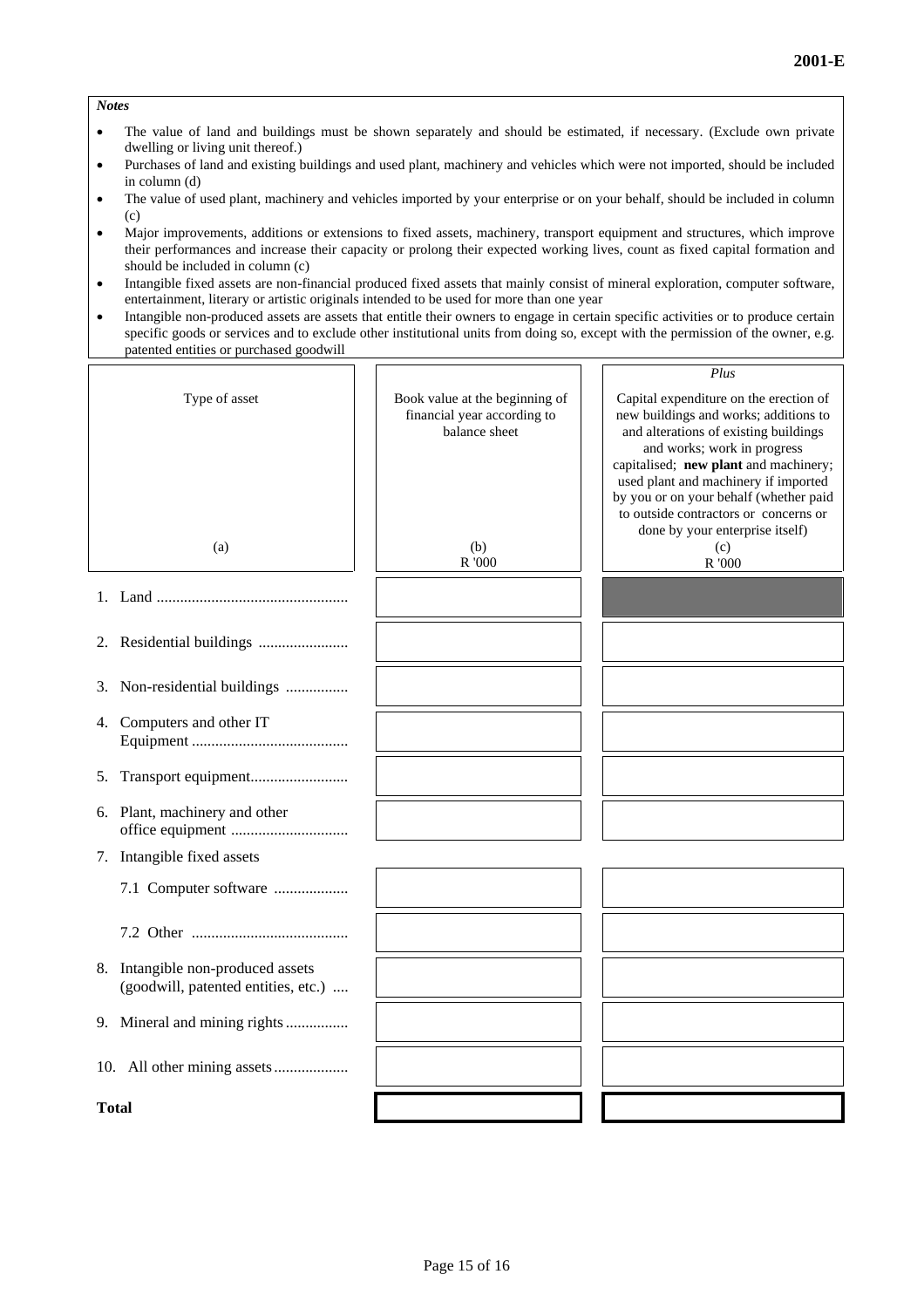*Notes*

- The value of land and buildings must be shown separately and should be estimated, if necessary. (Exclude own private dwelling or living unit thereof.)
- Purchases of land and existing buildings and used plant, machinery and vehicles which were not imported, should be included in column (d)
- The value of used plant, machinery and vehicles imported by your enterprise or on your behalf, should be included in column (c)
- Major improvements, additions or extensions to fixed assets, machinery, transport equipment and structures, which improve their performances and increase their capacity or prolong their expected working lives, count as fixed capital formation and should be included in column (c)
- Intangible fixed assets are non-financial produced fixed assets that mainly consist of mineral exploration, computer software, entertainment, literary or artistic originals intended to be used for more than one year
- Intangible non-produced assets are assets that entitle their owners to engage in certain specific activities or to produce certain specific goods or services and to exclude other institutional units from doing so, except with the permission of the owner, e.g. patented entities or purchased goodwill

| Type of asset<br>(a) | Book value at the beginning of financial year according to balance sheet<br>(b)<br>R '000 | *Plus*<br>Capital expenditure on the erection of new buildings and works; additions to and alterations of existing buildings and works; work in progress capitalised; **new plant** and machinery; used plant and machinery if imported by you or on your behalf (whether paid to outside contractors or concerns or done by your enterprise itself)<br>(c)<br>R '000 |
|---|---|---|
| 1. Land ................................................ | | |
| 2. Residential buildings ....................... | | |
| 3. Non-residential buildings ................ | | |
| 4. Computers and other IT Equipment ........................................ | | |
| 5. Transport equipment......................... | | |
| 6. Plant, machinery and other office equipment .............................. | | |
| 7. Intangible fixed assets | | |
| 7.1 Computer software ................... | | |
| 7.2 Other ........................................ | | |
| 8. Intangible non-produced assets (goodwill, patented entities, etc.) .... | | |
| 9. Mineral and mining rights................ | | |
| 10. All other mining assets................... | | |
| **Total** | | |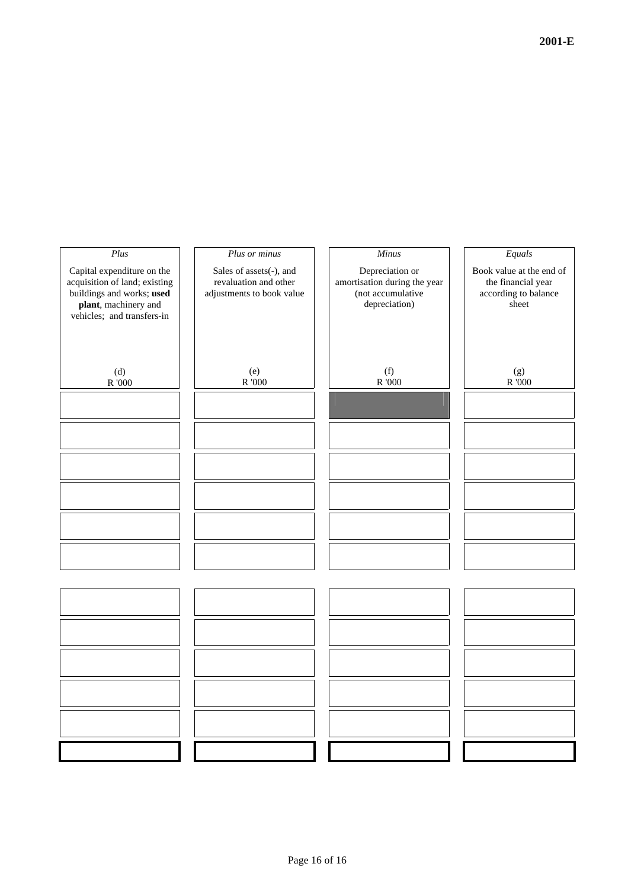| *Plus* Capital expenditure on the acquisition of land; existing buildings and works; **used plant**, machinery and vehicles; and transfers-in (d) R '000 | *Plus or minus* Sales of assets(-), and revaluation and other adjustments to book value (e) R '000 | *Minus* Depreciation or amortisation during the year (not accumulative depreciation) (f) R '000 | *Equals* Book value at the end of the financial year according to balance sheet (g) R '000 |
|---|---|---|---|
| | | | |
| | | | |
| | | | |
| | | | |
| | | | |
| | | | |
| | | | |
| | | | |
| | | | |
| | | | |
| | | | |
| | | | |